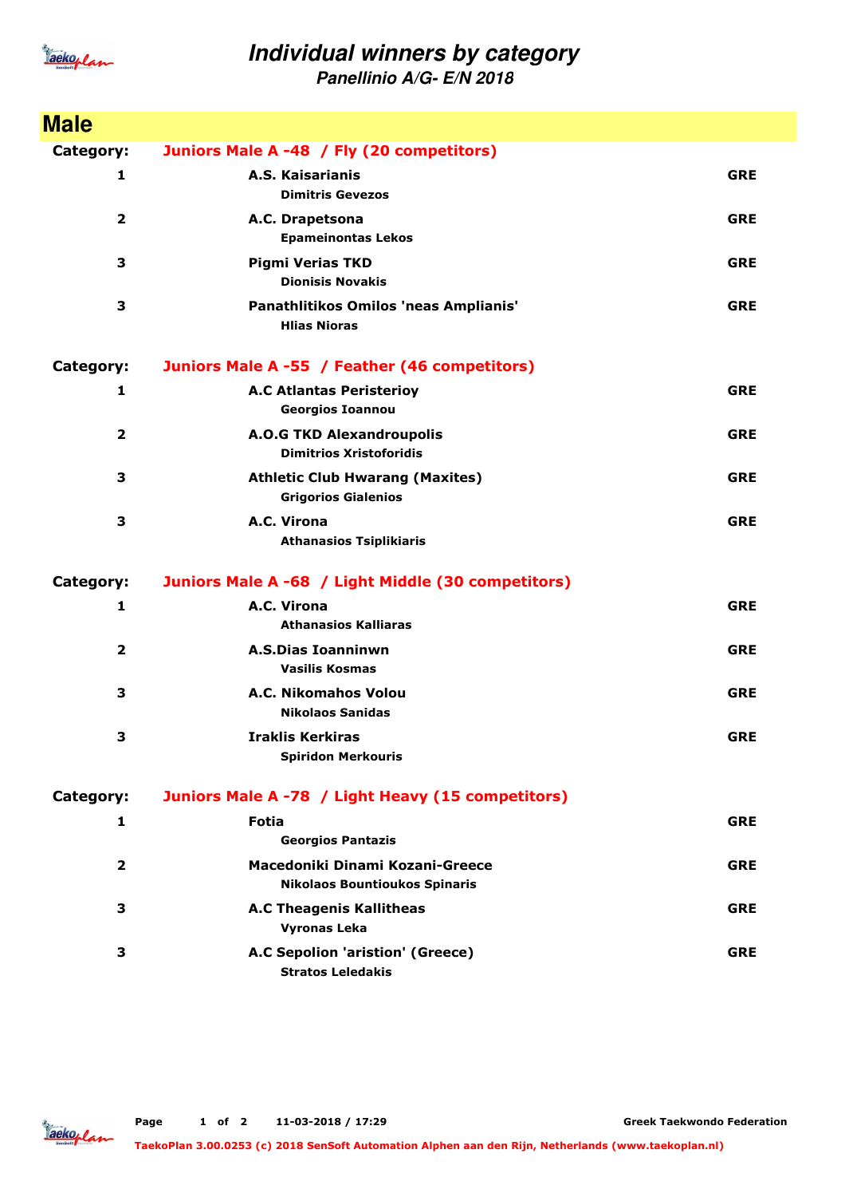# Individual winners by category

## Panellinio A/G- E/N 2018

## Male

**Category: Juniors Male A -48 / Fly (20 competitors)**

| Place | Club / Athlete | Country |
|---|---|---|
| 1 | **A.S. Kaisarianis**<br>Dimitris Gevezos | GRE |
| 2 | **A.C. Drapetsona**<br>Epameinontas Lekos | GRE |
| 3 | **Pigmi Verias TKD**<br>Dionisis Novakis | GRE |
| 3 | **Panathlitikos Omilos 'neas Amplianis'**<br>Hlias Nioras | GRE |

**Category: Juniors Male A -55 / Feather (46 competitors)**

| Place | Club / Athlete | Country |
|---|---|---|
| 1 | **A.C Atlantas Peristerioy**<br>Georgios Ioannou | GRE |
| 2 | **A.O.G TKD Alexandroupolis**<br>Dimitrios Xristoforidis | GRE |
| 3 | **Athletic Club Hwarang (Maxites)**<br>Grigorios Gialenios | GRE |
| 3 | **A.C. Virona**<br>Athanasios Tsiplikiaris | GRE |

**Category: Juniors Male A -68 / Light Middle (30 competitors)**

| Place | Club / Athlete | Country |
|---|---|---|
| 1 | **A.C. Virona**<br>Athanasios Kalliaras | GRE |
| 2 | **A.S.Dias Ioanninwn**<br>Vasilis Kosmas | GRE |
| 3 | **A.C. Nikomahos Volou**<br>Nikolaos Sanidas | GRE |
| 3 | **Iraklis Kerkiras**<br>Spiridon Merkouris | GRE |

**Category: Juniors Male A -78 / Light Heavy (15 competitors)**

| Place | Club / Athlete | Country |
|---|---|---|
| 1 | **Fotia**<br>Georgios Pantazis | GRE |
| 2 | **Macedoniki Dinami Kozani-Greece**<br>Nikolaos Bountioukos Spinaris | GRE |
| 3 | **A.C Theagenis Kallitheas**<br>Vyronas Leka | GRE |
| 3 | **A.C Sepolion 'aristion' (Greece)**<br>Stratos Leledakis | GRE |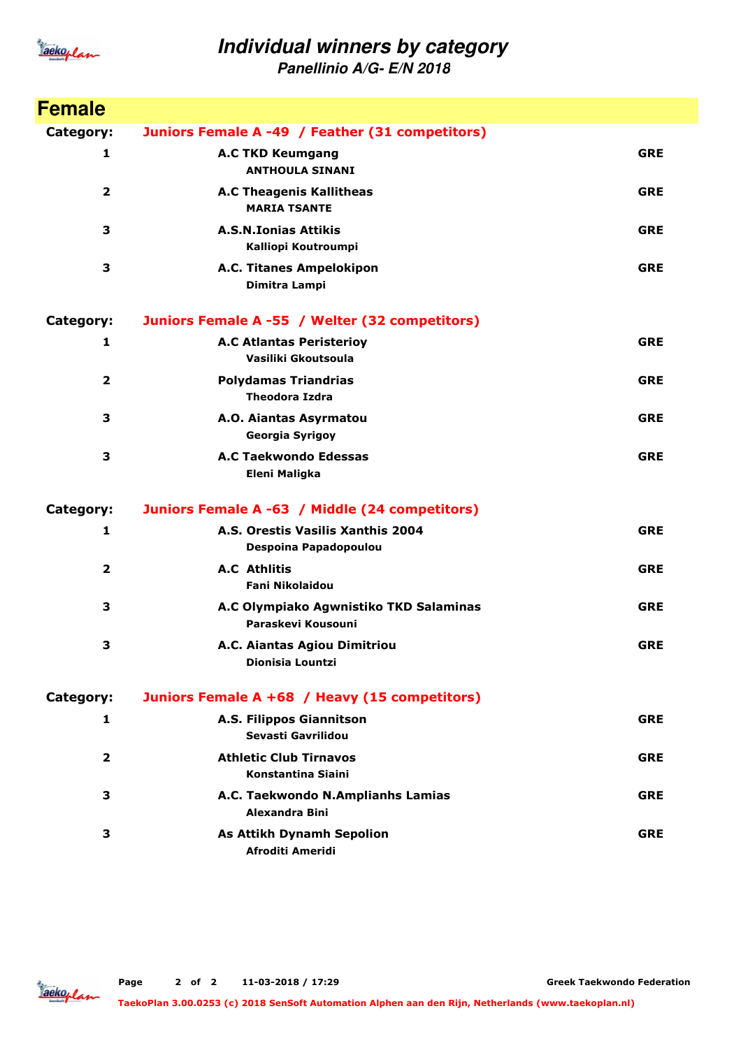# Individual winners by category

## Panellinio A/G- E/N 2018

## Female

**Category:** Juniors Female A -49 / Feather (31 competitors)

| | | |
|---|---|---|
| 1 | **A.C TKD Keumgang**<br>ANTHOULA SINANI | GRE |
| 2 | **A.C Theagenis Kallitheas**<br>MARIA TSANTE | GRE |
| 3 | **A.S.N.Ionias Attikis**<br>Kalliopi Koutroumpi | GRE |
| 3 | **A.C. Titanes Ampelokipon**<br>Dimitra Lampi | GRE |

**Category:** Juniors Female A -55 / Welter (32 competitors)

| | | |
|---|---|---|
| 1 | **A.C Atlantas Peristerioy**<br>Vasiliki Gkoutsoula | GRE |
| 2 | **Polydamas Triandrias**<br>Theodora Izdra | GRE |
| 3 | **A.O. Aiantas Asyrmatou**<br>Georgia Syrigoy | GRE |
| 3 | **A.C Taekwondo Edessas**<br>Eleni Maligka | GRE |

**Category:** Juniors Female A -63 / Middle (24 competitors)

| | | |
|---|---|---|
| 1 | **A.S. Orestis Vasilis Xanthis 2004**<br>Despoina Papadopoulou | GRE |
| 2 | **A.C Athlitis**<br>Fani Nikolaidou | GRE |
| 3 | **A.C Olympiako Agwnistiko TKD Salaminas**<br>Paraskevi Kousouni | GRE |
| 3 | **A.C. Aiantas Agiou Dimitriou**<br>Dionisia Lountzi | GRE |

**Category:** Juniors Female A +68 / Heavy (15 competitors)

| | | |
|---|---|---|
| 1 | **A.S. Filippos Giannitson**<br>Sevasti Gavrilidou | GRE |
| 2 | **Athletic Club Tirnavos**<br>Konstantina Siaini | GRE |
| 3 | **A.C. Taekwondo N.Amplianhs Lamias**<br>Alexandra Bini | GRE |
| 3 | **As Attikh Dynamh Sepolion**<br>Afroditi Ameridi | GRE |